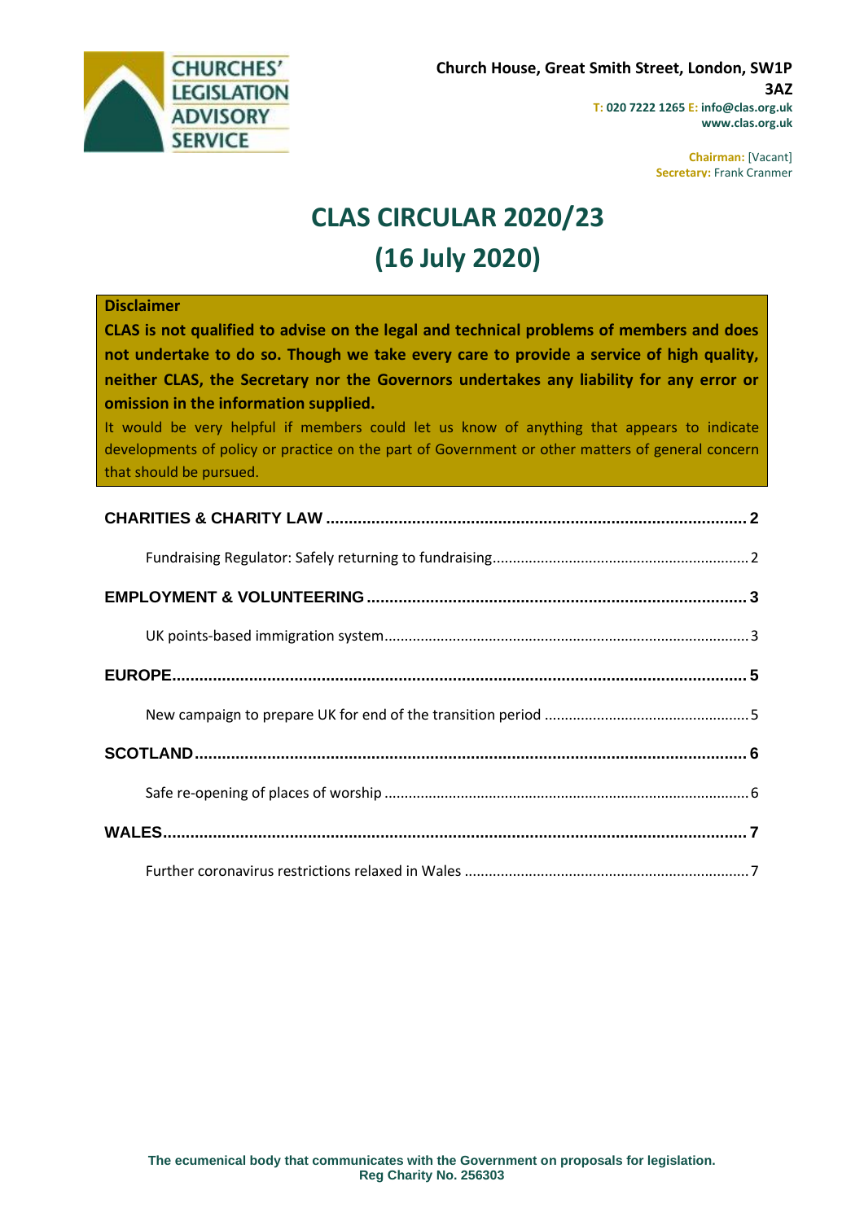CHURCHES' LEGISLATION ADVISORY SERVICE

**Church House, Great Smith Street, London, SW1P 3AZ**
**T: 020 7222 1265 E: info@clas.org.uk**
**www.clas.org.uk**

**Chairman:** [Vacant]
**Secretary:** Frank Cranmer

# CLAS CIRCULAR 2020/23
# (16 July 2020)

**Disclaimer**

**CLAS is not qualified to advise on the legal and technical problems of members and does not undertake to do so. Though we take every care to provide a service of high quality, neither CLAS, the Secretary nor the Governors undertakes any liability for any error or omission in the information supplied.**

It would be very helpful if members could let us know of anything that appears to indicate developments of policy or practice on the part of Government or other matters of general concern that should be pursued.

**CHARITIES & CHARITY LAW** ..... 2

Fundraising Regulator: Safely returning to fundraising ..... 2

**EMPLOYMENT & VOLUNTEERING** ..... 3

UK points-based immigration system ..... 3

**EUROPE** ..... 5

New campaign to prepare UK for end of the transition period ..... 5

**SCOTLAND** ..... 6

Safe re-opening of places of worship ..... 6

**WALES** ..... 7

Further coronavirus restrictions relaxed in Wales ..... 7

**The ecumenical body that communicates with the Government on proposals for legislation.**
**Reg Charity No. 256303**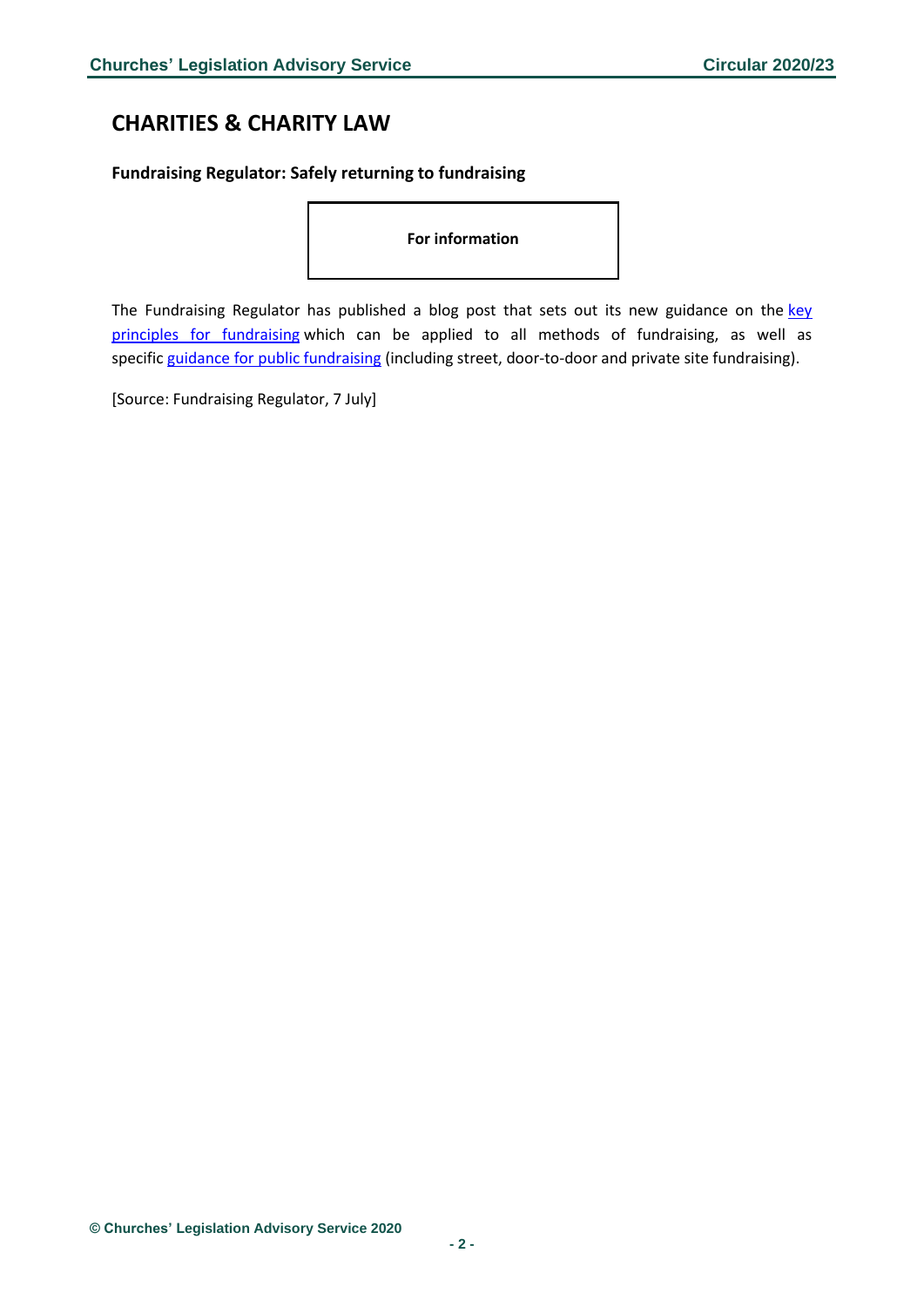## CHARITIES & CHARITY LAW

### Fundraising Regulator: Safely returning to fundraising

**For information**

The Fundraising Regulator has published a blog post that sets out its new guidance on the key principles for fundraising which can be applied to all methods of fundraising, as well as specific guidance for public fundraising (including street, door-to-door and private site fundraising).

[Source: Fundraising Regulator, 7 July]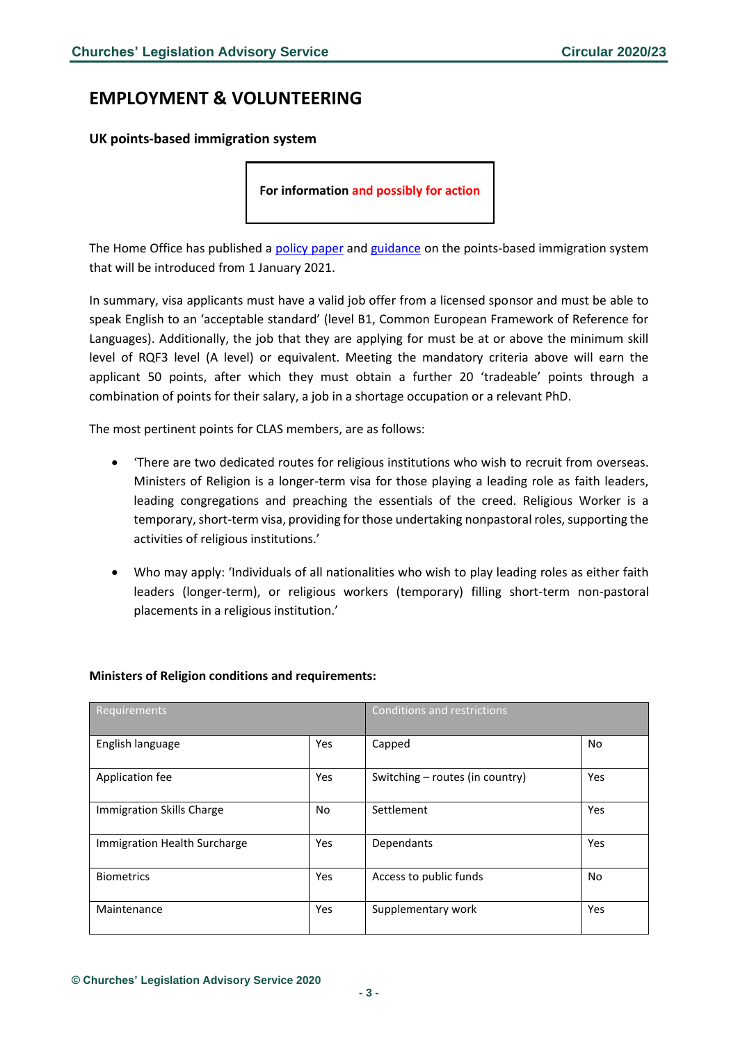# EMPLOYMENT & VOLUNTEERING

### UK points-based immigration system

**For information and possibly for action**

The Home Office has published a policy paper and guidance on the points-based immigration system that will be introduced from 1 January 2021.

In summary, visa applicants must have a valid job offer from a licensed sponsor and must be able to speak English to an 'acceptable standard' (level B1, Common European Framework of Reference for Languages). Additionally, the job that they are applying for must be at or above the minimum skill level of RQF3 level (A level) or equivalent. Meeting the mandatory criteria above will earn the applicant 50 points, after which they must obtain a further 20 'tradeable' points through a combination of points for their salary, a job in a shortage occupation or a relevant PhD.

The most pertinent points for CLAS members, are as follows:

- 'There are two dedicated routes for religious institutions who wish to recruit from overseas. Ministers of Religion is a longer-term visa for those playing a leading role as faith leaders, leading congregations and preaching the essentials of the creed. Religious Worker is a temporary, short-term visa, providing for those undertaking nonpastoral roles, supporting the activities of religious institutions.'
- Who may apply: 'Individuals of all nationalities who wish to play leading roles as either faith leaders (longer-term), or religious workers (temporary) filling short-term non-pastoral placements in a religious institution.'

**Ministers of Religion conditions and requirements:**

| Requirements | | Conditions and restrictions | |
|---|---|---|---|
| English language | Yes | Capped | No |
| Application fee | Yes | Switching – routes (in country) | Yes |
| Immigration Skills Charge | No | Settlement | Yes |
| Immigration Health Surcharge | Yes | Dependants | Yes |
| Biometrics | Yes | Access to public funds | No |
| Maintenance | Yes | Supplementary work | Yes |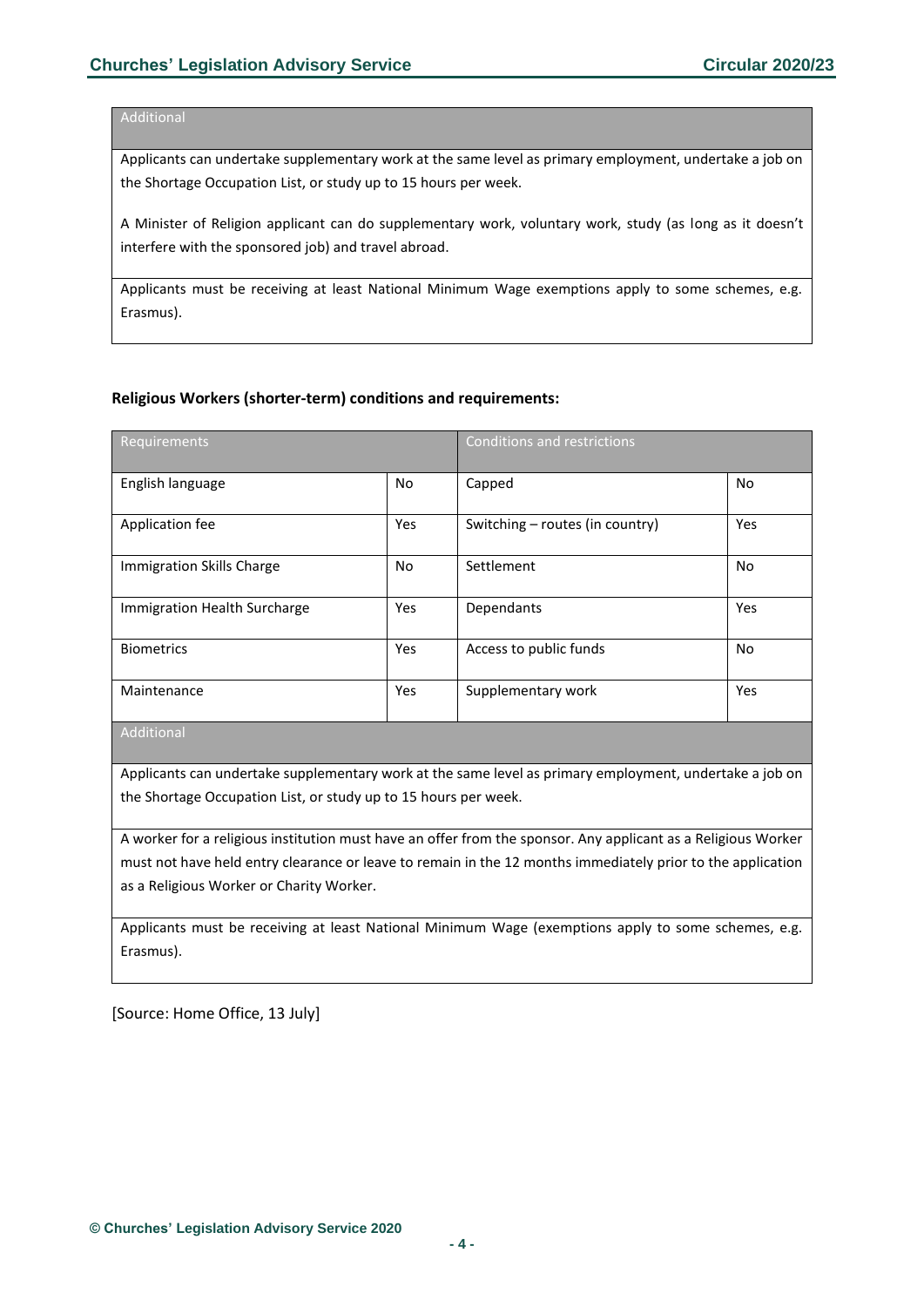| Additional |
|---|
| Applicants can undertake supplementary work at the same level as primary employment, undertake a job on the Shortage Occupation List, or study up to 15 hours per week.<br><br>A Minister of Religion applicant can do supplementary work, voluntary work, study (as long as it doesn't interfere with the sponsored job) and travel abroad. |
| Applicants must be receiving at least National Minimum Wage exemptions apply to some schemes, e.g. Erasmus). |

**Religious Workers (shorter-term) conditions and requirements:**

| Requirements | | Conditions and restrictions | |
|---|---|---|---|
| English language | No | Capped | No |
| Application fee | Yes | Switching – routes (in country) | Yes |
| Immigration Skills Charge | No | Settlement | No |
| Immigration Health Surcharge | Yes | Dependants | Yes |
| Biometrics | Yes | Access to public funds | No |
| Maintenance | Yes | Supplementary work | Yes |
| Additional | | | |
| Applicants can undertake supplementary work at the same level as primary employment, undertake a job on the Shortage Occupation List, or study up to 15 hours per week. | | | |
| A worker for a religious institution must have an offer from the sponsor. Any applicant as a Religious Worker must not have held entry clearance or leave to remain in the 12 months immediately prior to the application as a Religious Worker or Charity Worker. | | | |
| Applicants must be receiving at least National Minimum Wage (exemptions apply to some schemes, e.g. Erasmus). | | | |

[Source: Home Office, 13 July]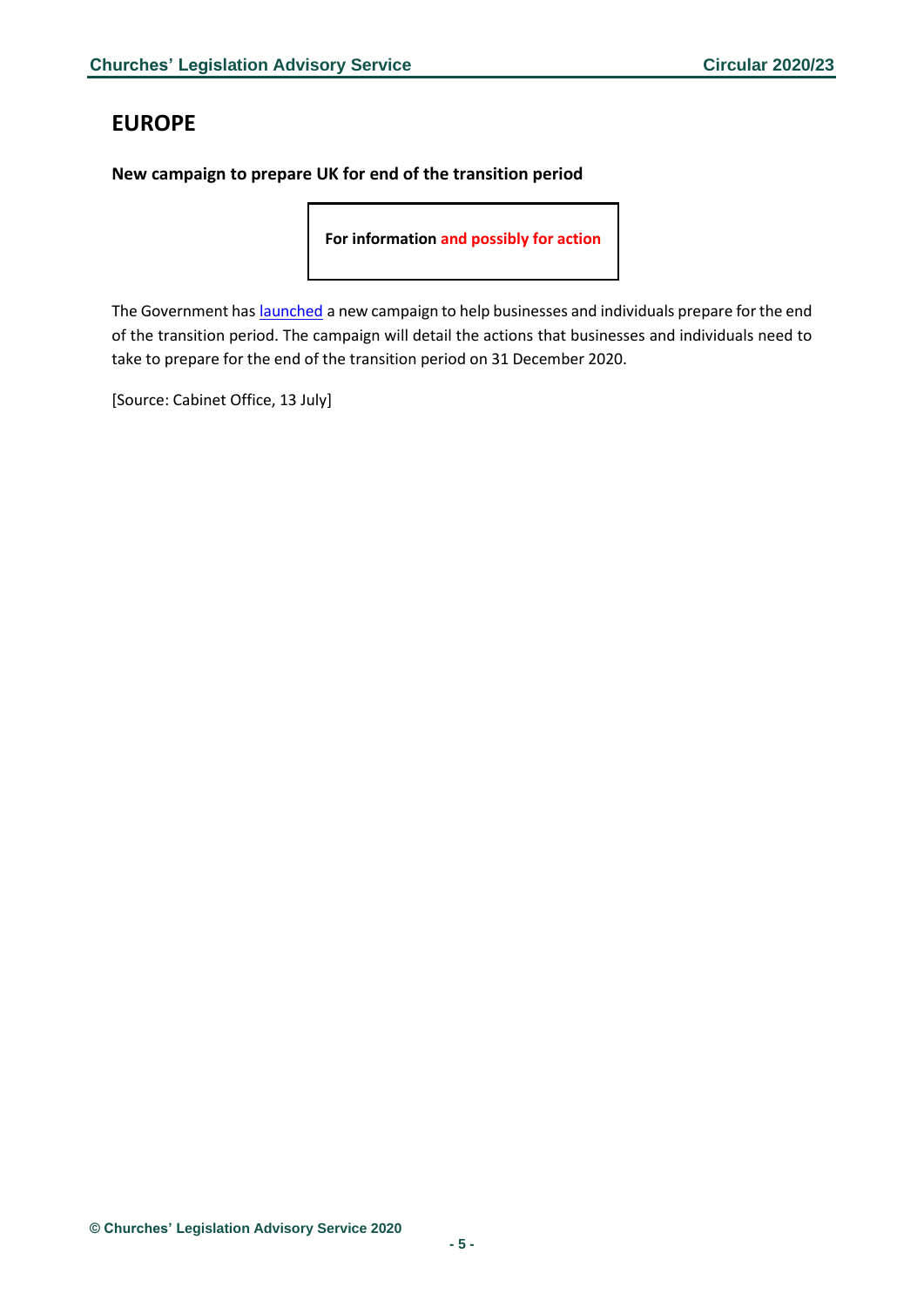# EUROPE

### New campaign to prepare UK for end of the transition period

**For information and possibly for action**

The Government has launched a new campaign to help businesses and individuals prepare for the end of the transition period. The campaign will detail the actions that businesses and individuals need to take to prepare for the end of the transition period on 31 December 2020.

[Source: Cabinet Office, 13 July]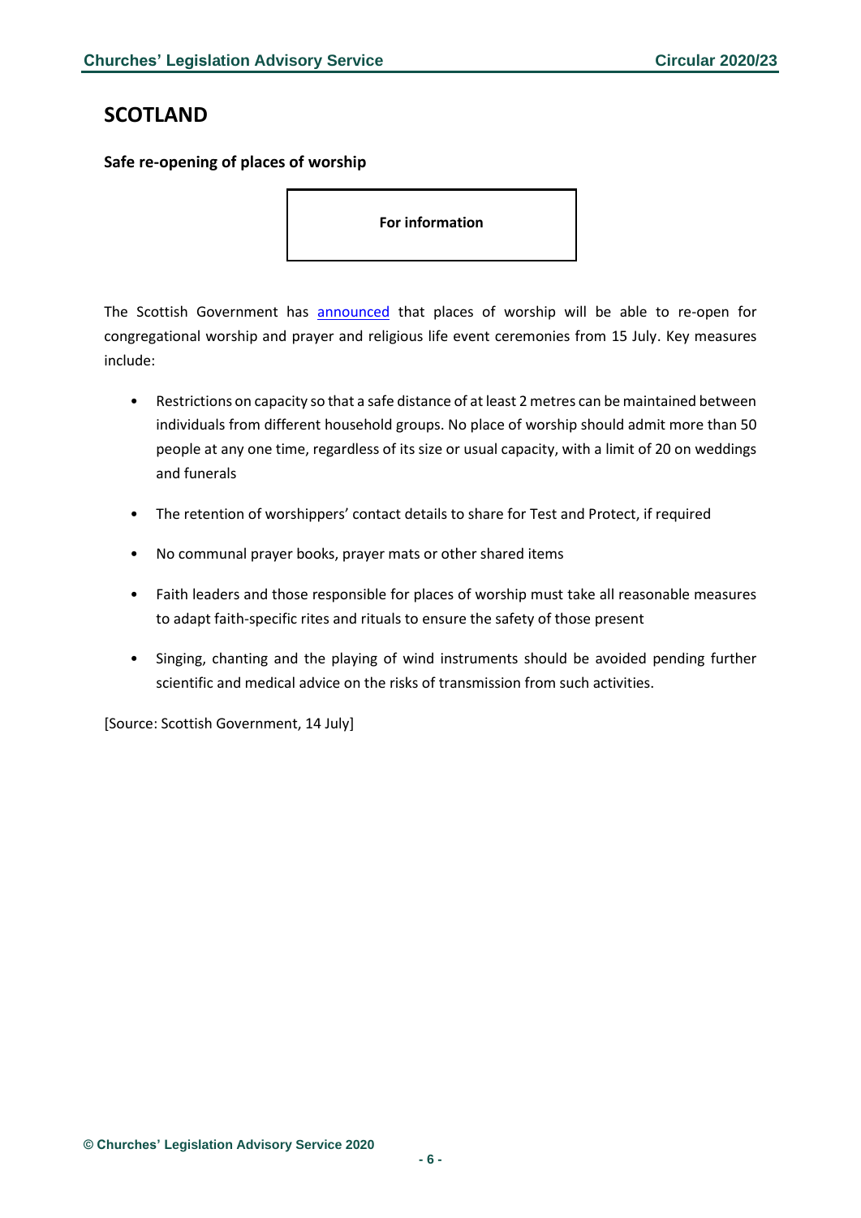## SCOTLAND

### Safe re-opening of places of worship

**For information**

The Scottish Government has announced that places of worship will be able to re-open for congregational worship and prayer and religious life event ceremonies from 15 July. Key measures include:

- Restrictions on capacity so that a safe distance of at least 2 metres can be maintained between individuals from different household groups. No place of worship should admit more than 50 people at any one time, regardless of its size or usual capacity, with a limit of 20 on weddings and funerals
- The retention of worshippers' contact details to share for Test and Protect, if required
- No communal prayer books, prayer mats or other shared items
- Faith leaders and those responsible for places of worship must take all reasonable measures to adapt faith-specific rites and rituals to ensure the safety of those present
- Singing, chanting and the playing of wind instruments should be avoided pending further scientific and medical advice on the risks of transmission from such activities.

[Source: Scottish Government, 14 July]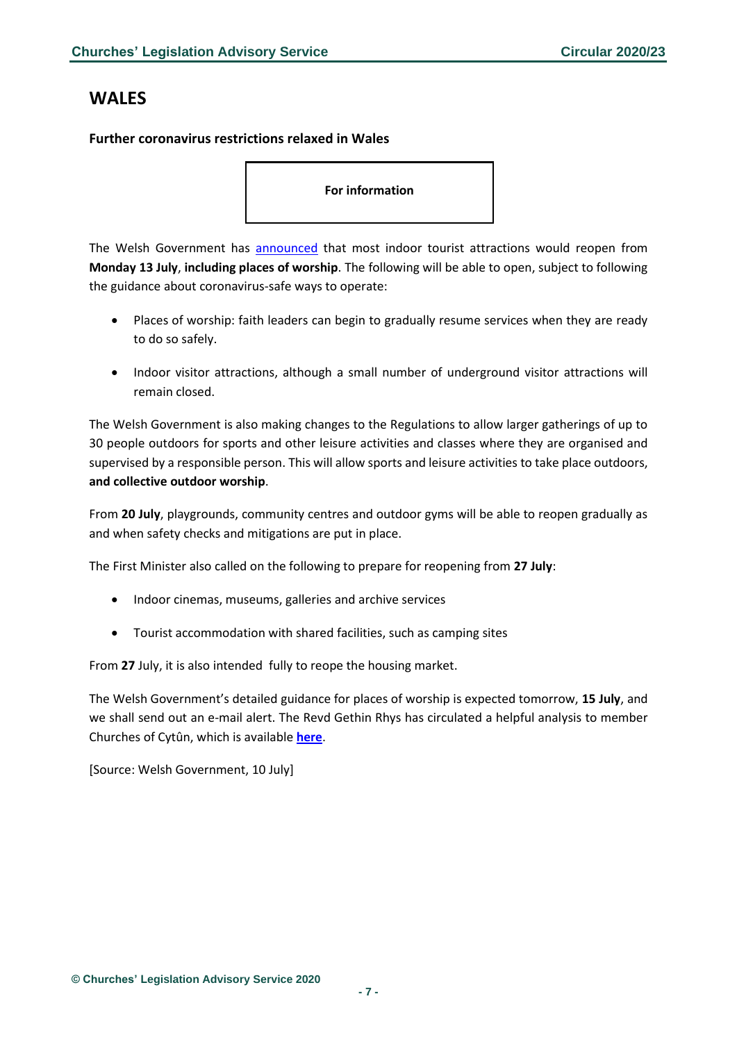# WALES

### Further coronavirus restrictions relaxed in Wales

**For information**

The Welsh Government has announced that most indoor tourist attractions would reopen from **Monday 13 July**, **including places of worship**. The following will be able to open, subject to following the guidance about coronavirus-safe ways to operate:

- Places of worship: faith leaders can begin to gradually resume services when they are ready to do so safely.
- Indoor visitor attractions, although a small number of underground visitor attractions will remain closed.

The Welsh Government is also making changes to the Regulations to allow larger gatherings of up to 30 people outdoors for sports and other leisure activities and classes where they are organised and supervised by a responsible person. This will allow sports and leisure activities to take place outdoors, **and collective outdoor worship**.

From **20 July**, playgrounds, community centres and outdoor gyms will be able to reopen gradually as and when safety checks and mitigations are put in place.

The First Minister also called on the following to prepare for reopening from **27 July**:

- Indoor cinemas, museums, galleries and archive services
- Tourist accommodation with shared facilities, such as camping sites

From **27** July, it is also intended fully to reope the housing market.

The Welsh Government's detailed guidance for places of worship is expected tomorrow, **15 July**, and we shall send out an e-mail alert. The Revd Gethin Rhys has circulated a helpful analysis to member Churches of Cytûn, which is available **here**.

[Source: Welsh Government, 10 July]